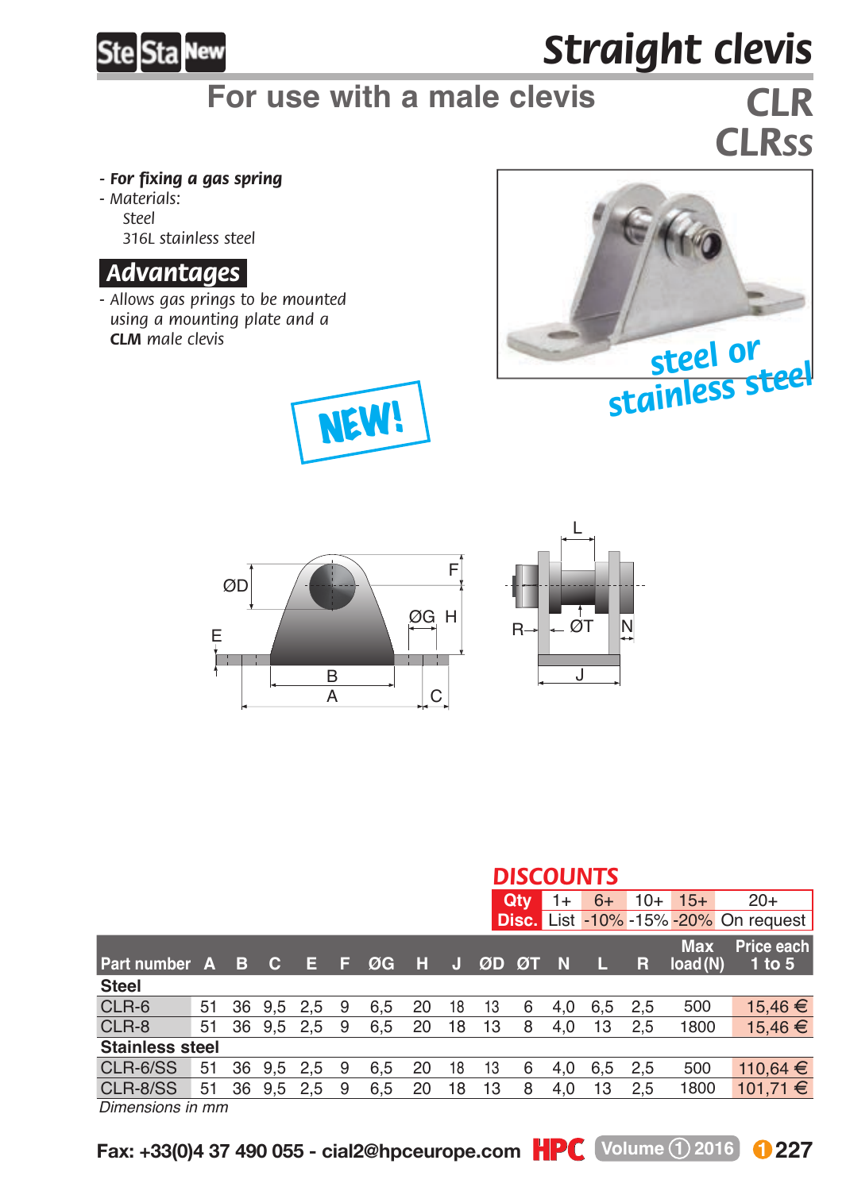# Straight clevis

## For use with a male clevis

## CLR CLRSS

- **For fixing a gas spring**
- Materials:
  - Steel
  - 316L stainless steel

### Advantages

- Allows gas prings to be mounted using a mounting plate and a **CLM** male clevis

NEW!

steel or stainless steel

## DISCOUNTS

| Qty | 1+ | 6+ | 10+ | 15+ | 20+ |
|---|---|---|---|---|---|
| Disc. | List | -10% | -15% | -20% | On request |

| Part number | A | B | C | E | F | ØG | H | J | ØD | ØT | N | L | R | Max load (N) | Price each 1 to 5 |
|---|---|---|---|---|---|---|---|---|---|---|---|---|---|---|---|
| **Steel** | | | | | | | | | | | | | | | |
| CLR-6 | 51 | 36 | 9,5 | 2,5 | 9 | 6,5 | 20 | 18 | 13 | 6 | 4,0 | 6,5 | 2,5 | 500 | 15,46 € |
| CLR-8 | 51 | 36 | 9,5 | 2,5 | 9 | 6,5 | 20 | 18 | 13 | 8 | 4,0 | 13 | 2,5 | 1800 | 15,46 € |
| **Stainless steel** | | | | | | | | | | | | | | | |
| CLR-6/SS | 51 | 36 | 9,5 | 2,5 | 9 | 6,5 | 20 | 18 | 13 | 6 | 4,0 | 6,5 | 2,5 | 500 | 110,64 € |
| CLR-8/SS | 51 | 36 | 9,5 | 2,5 | 9 | 6,5 | 20 | 18 | 13 | 8 | 4,0 | 13 | 2,5 | 1800 | 101,71 € |

*Dimensions in mm*

Fax: +33(0)4 37 490 055 - cial2@hpceurope.com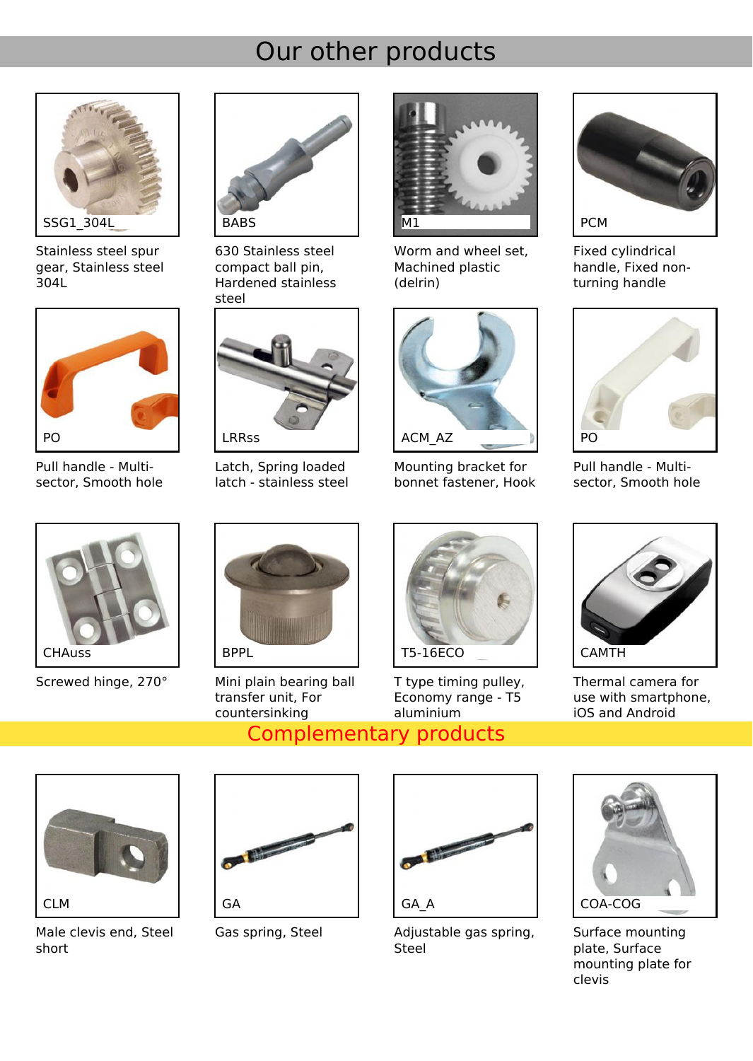# Our other products

SSG1_304L

Stainless steel spur gear, Stainless steel 304L

BABS

630 Stainless steel compact ball pin, Hardened stainless steel

M1

Worm and wheel set, Machined plastic (delrin)

PCM

Fixed cylindrical handle, Fixed non-turning handle

PO

Pull handle - Multi-sector, Smooth hole

LRRss

Latch, Spring loaded latch - stainless steel

ACM_AZ

Mounting bracket for bonnet fastener, Hook

PO

Pull handle - Multi-sector, Smooth hole

CHAuss

Screwed hinge, 270°

BPPL

Mini plain bearing ball transfer unit, For countersinking

T5-16ECO

T type timing pulley, Economy range - T5 aluminium

CAMTH

Thermal camera for use with smartphone, iOS and Android

# Complementary products

CLM

Male clevis end, Steel short

GA

Gas spring, Steel

GA_A

Adjustable gas spring, Steel

COA-COG

Surface mounting plate, Surface mounting plate for clevis